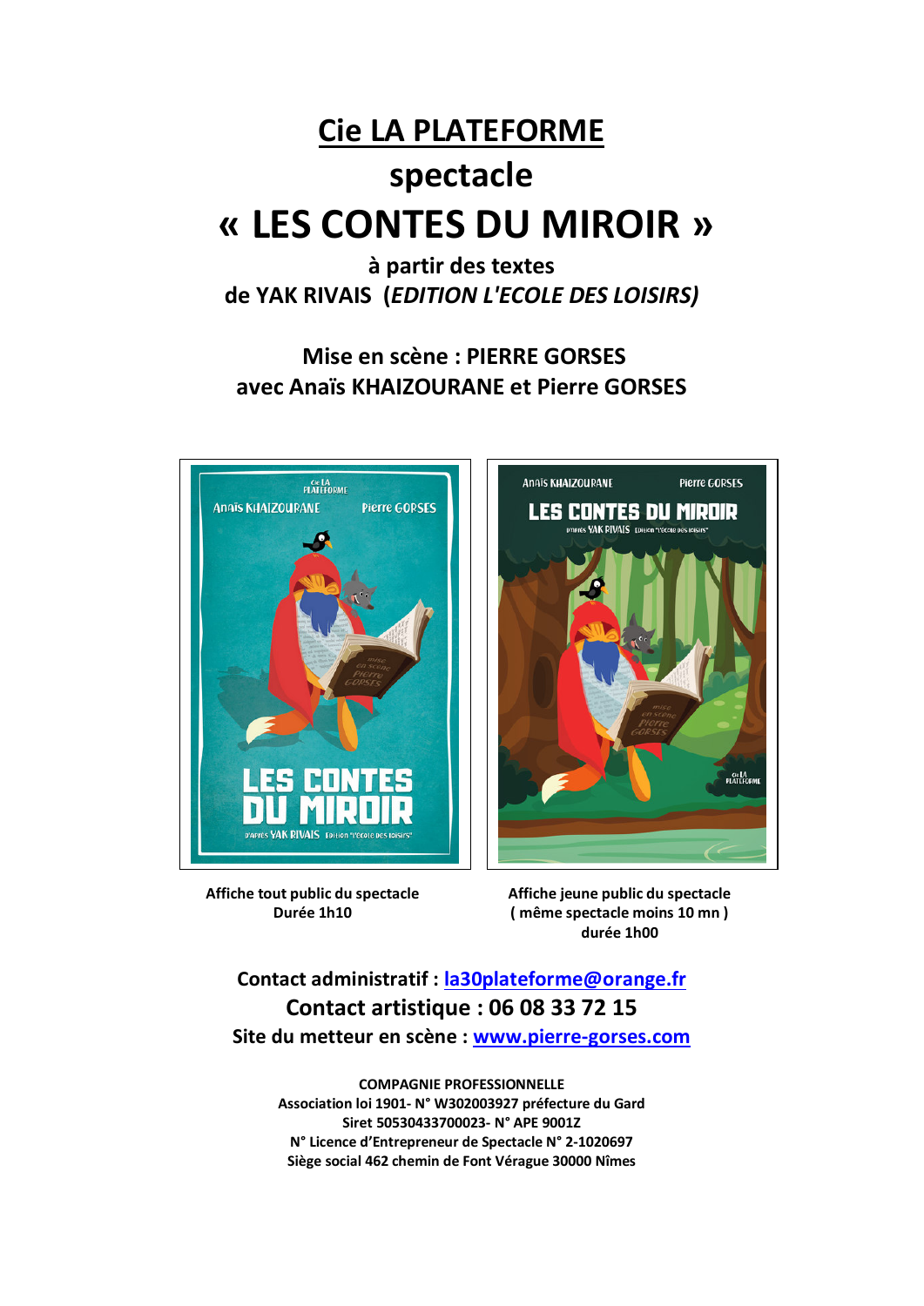# Cie LA PLATEFORME

## spectacle

# « LES CONTES DU MIROIR »

**à partir des textes**
**de YAK RIVAIS (*EDITION L'ECOLE DES LOISIRS)***

**Mise en scène : PIERRE GORSES**
**avec Anaïs KHAIZOURANE et Pierre GORSES**

**Affiche tout public du spectacle**
**Durée 1h10**

**Affiche jeune public du spectacle**
**( même spectacle moins 10 mn )**
**durée 1h00**

**Contact administratif : la30plateforme@orange.fr**

**Contact artistique : 06 08 33 72 15**

**Site du metteur en scène : www.pierre-gorses.com**

**COMPAGNIE PROFESSIONNELLE**
**Association loi 1901- N° W302003927 préfecture du Gard**
**Siret 50530433700023- N° APE 9001Z**
**N° Licence d'Entrepreneur de Spectacle N° 2-1020697**
**Siège social 462 chemin de Font Vérague 30000 Nîmes**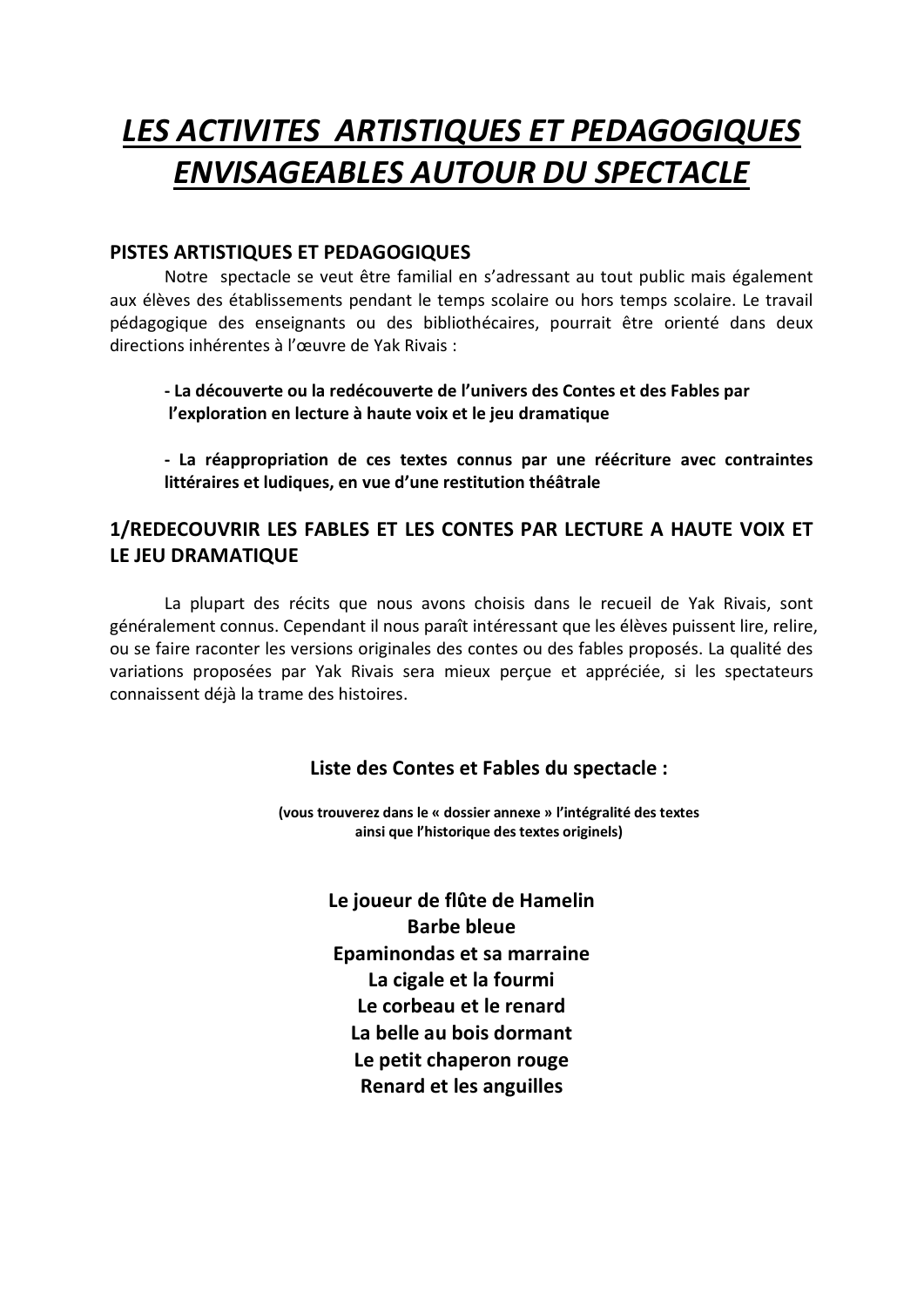# *LES ACTIVITES ARTISTIQUES ET PEDAGOGIQUES ENVISAGEABLES AUTOUR DU SPECTACLE*

## PISTES ARTISTIQUES ET PEDAGOGIQUES

Notre spectacle se veut être familial en s'adressant au tout public mais également aux élèves des établissements pendant le temps scolaire ou hors temps scolaire. Le travail pédagogique des enseignants ou des bibliothécaires, pourrait être orienté dans deux directions inhérentes à l'œuvre de Yak Rivais :

**- La découverte ou la redécouverte de l'univers des Contes et des Fables par l'exploration en lecture à haute voix et le jeu dramatique**

**- La réappropriation de ces textes connus par une réécriture avec contraintes littéraires et ludiques, en vue d'une restitution théâtrale**

## 1/REDECOUVRIR LES FABLES ET LES CONTES PAR LECTURE A HAUTE VOIX ET LE JEU DRAMATIQUE

La plupart des récits que nous avons choisis dans le recueil de Yak Rivais, sont généralement connus. Cependant il nous paraît intéressant que les élèves puissent lire, relire, ou se faire raconter les versions originales des contes ou des fables proposés. La qualité des variations proposées par Yak Rivais sera mieux perçue et appréciée, si les spectateurs connaissent déjà la trame des histoires.

### Liste des Contes et Fables du spectacle :

**(vous trouverez dans le « dossier annexe » l'intégralité des textes ainsi que l'historique des textes originels)**

**Le joueur de flûte de Hamelin**
**Barbe bleue**
**Epaminondas et sa marraine**
**La cigale et la fourmi**
**Le corbeau et le renard**
**La belle au bois dormant**
**Le petit chaperon rouge**
**Renard et les anguilles**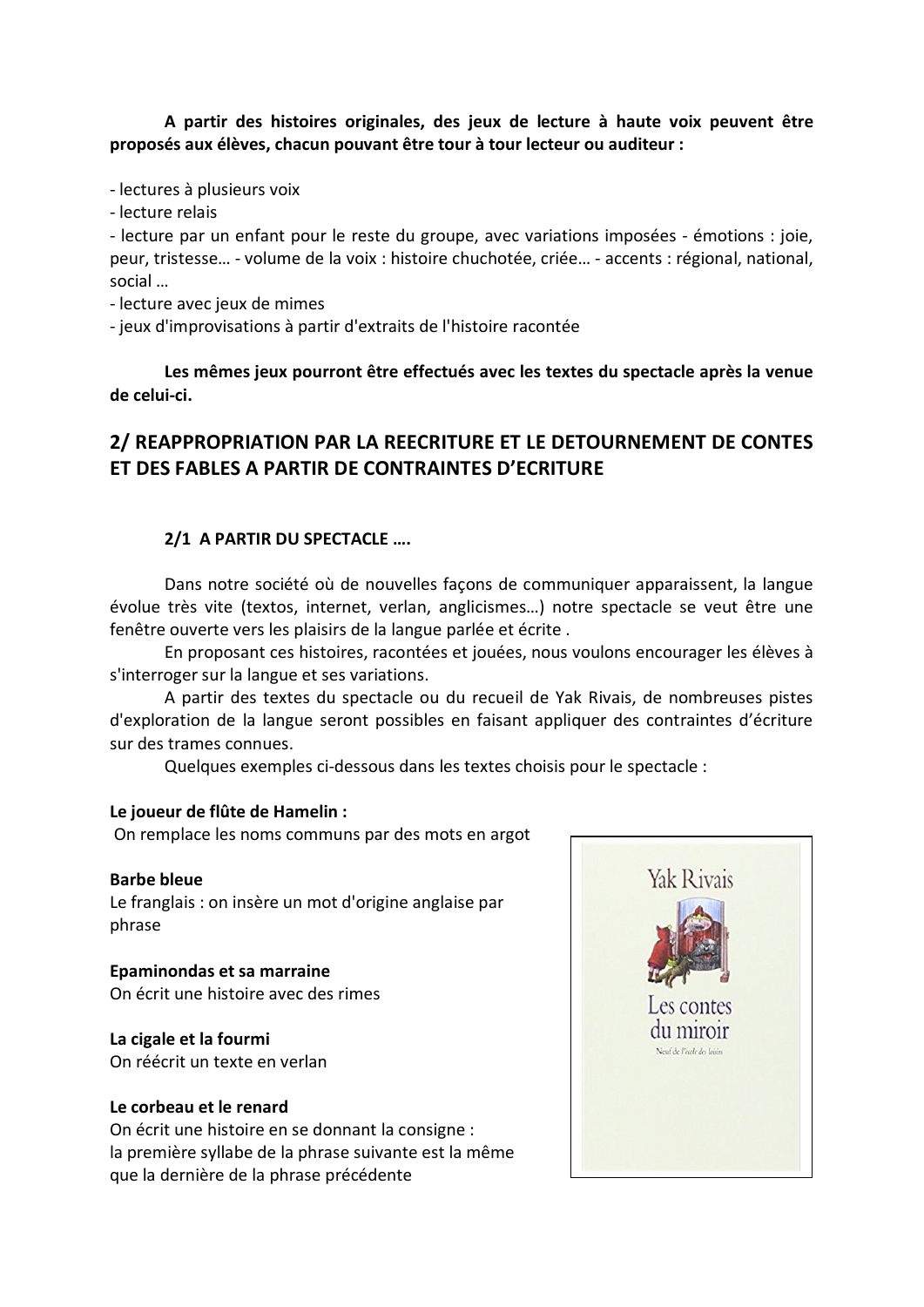**A partir des histoires originales, des jeux de lecture à haute voix peuvent être proposés aux élèves, chacun pouvant être tour à tour lecteur ou auditeur :**

- lectures à plusieurs voix
- lecture relais
- lecture par un enfant pour le reste du groupe, avec variations imposées - émotions : joie, peur, tristesse… - volume de la voix : histoire chuchotée, criée… - accents : régional, national, social …
- lecture avec jeux de mimes
- jeux d'improvisations à partir d'extraits de l'histoire racontée

**Les mêmes jeux pourront être effectués avec les textes du spectacle après la venue de celui-ci.**

## 2/ REAPPROPRIATION PAR LA REECRITURE ET LE DETOURNEMENT DE CONTES ET DES FABLES A PARTIR DE CONTRAINTES D'ECRITURE

### 2/1 A PARTIR DU SPECTACLE ….

Dans notre société où de nouvelles façons de communiquer apparaissent, la langue évolue très vite (textos, internet, verlan, anglicismes…) notre spectacle se veut être une fenêtre ouverte vers les plaisirs de la langue parlée et écrite .

En proposant ces histoires, racontées et jouées, nous voulons encourager les élèves à s'interroger sur la langue et ses variations.

A partir des textes du spectacle ou du recueil de Yak Rivais, de nombreuses pistes d'exploration de la langue seront possibles en faisant appliquer des contraintes d'écriture sur des trames connues.

Quelques exemples ci-dessous dans les textes choisis pour le spectacle :

**Le joueur de flûte de Hamelin :**
On remplace les noms communs par des mots en argot

**Barbe bleue**
Le franglais : on insère un mot d'origine anglaise par phrase

**Epaminondas et sa marraine**
On écrit une histoire avec des rimes

**La cigale et la fourmi**
On réécrit un texte en verlan

**Le corbeau et le renard**
On écrit une histoire en se donnant la consigne :
la première syllabe de la phrase suivante est la même que la dernière de la phrase précédente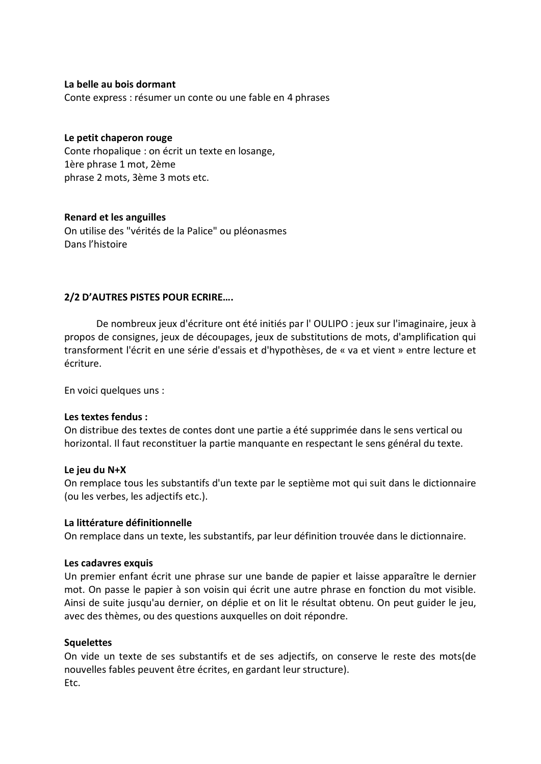**La belle au bois dormant**
Conte express : résumer un conte ou une fable en 4 phrases

**Le petit chaperon rouge**
Conte rhopalique : on écrit un texte en losange,
1ère phrase 1 mot, 2ème
phrase 2 mots, 3ème 3 mots etc.

**Renard et les anguilles**
On utilise des "vérités de la Palice" ou pléonasmes
Dans l'histoire

**2/2 D'AUTRES PISTES POUR ECRIRE….**

De nombreux jeux d'écriture ont été initiés par l' OULIPO : jeux sur l'imaginaire, jeux à propos de consignes, jeux de découpages, jeux de substitutions de mots, d'amplification qui transforment l'écrit en une série d'essais et d'hypothèses, de « va et vient » entre lecture et écriture.

En voici quelques uns :

**Les textes fendus :**
On distribue des textes de contes dont une partie a été supprimée dans le sens vertical ou horizontal. Il faut reconstituer la partie manquante en respectant le sens général du texte.

**Le jeu du N+X**
On remplace tous les substantifs d'un texte par le septième mot qui suit dans le dictionnaire (ou les verbes, les adjectifs etc.).

**La littérature définitionnelle**
On remplace dans un texte, les substantifs, par leur définition trouvée dans le dictionnaire.

**Les cadavres exquis**
Un premier enfant écrit une phrase sur une bande de papier et laisse apparaître le dernier mot. On passe le papier à son voisin qui écrit une autre phrase en fonction du mot visible. Ainsi de suite jusqu'au dernier, on déplie et on lit le résultat obtenu. On peut guider le jeu, avec des thèmes, ou des questions auxquelles on doit répondre.

**Squelettes**
On vide un texte de ses substantifs et de ses adjectifs, on conserve le reste des mots(de nouvelles fables peuvent être écrites, en gardant leur structure).
Etc.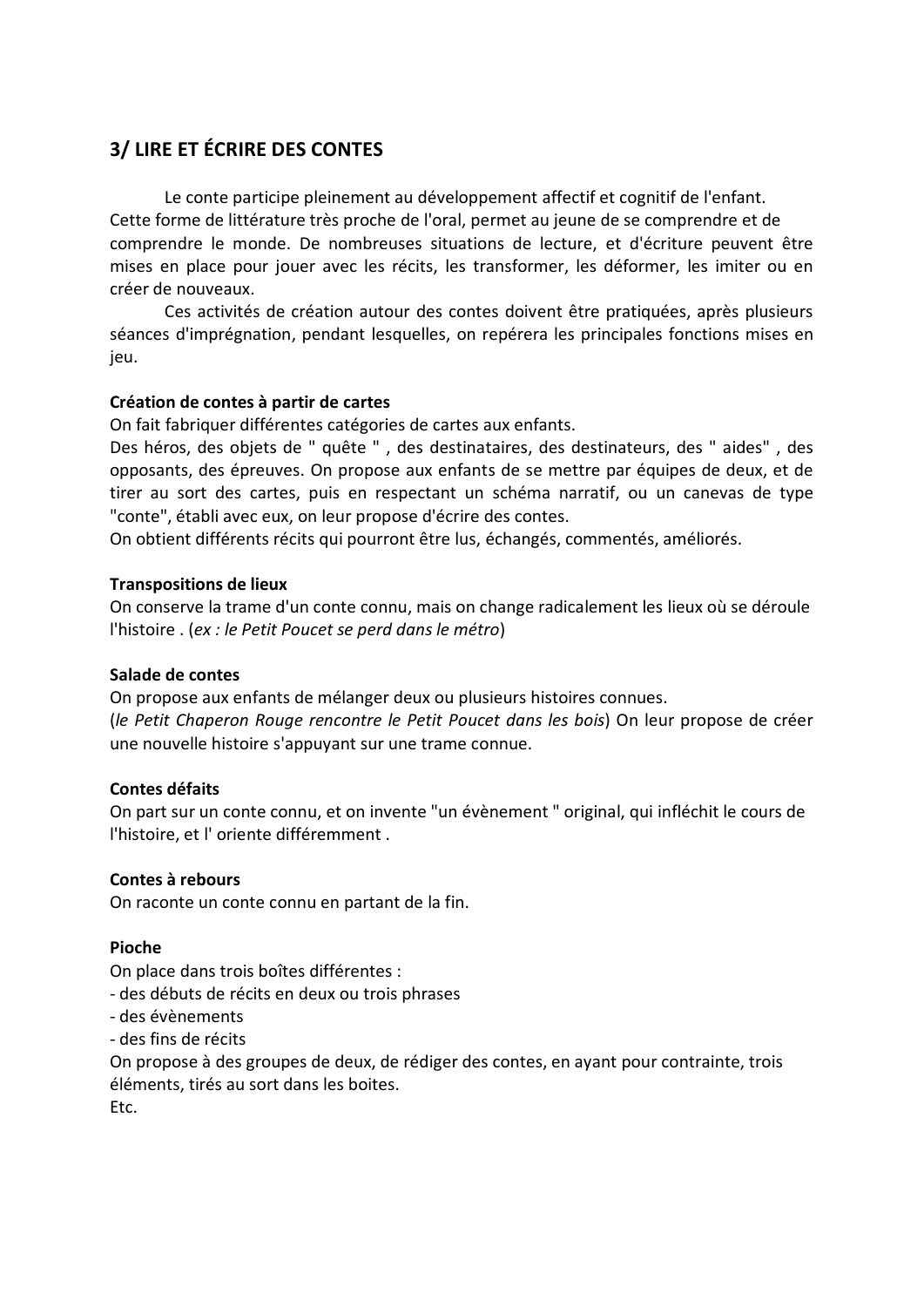## 3/ LIRE ET ÉCRIRE DES CONTES

Le conte participe pleinement au développement affectif et cognitif de l'enfant. Cette forme de littérature très proche de l'oral, permet au jeune de se comprendre et de comprendre le monde. De nombreuses situations de lecture, et d'écriture peuvent être mises en place pour jouer avec les récits, les transformer, les déformer, les imiter ou en créer de nouveaux.

Ces activités de création autour des contes doivent être pratiquées, après plusieurs séances d'imprégnation, pendant lesquelles, on repérera les principales fonctions mises en jeu.

**Création de contes à partir de cartes**

On fait fabriquer différentes catégories de cartes aux enfants.
Des héros, des objets de " quête " , des destinataires, des destinateurs, des " aides" , des opposants, des épreuves. On propose aux enfants de se mettre par équipes de deux, et de tirer au sort des cartes, puis en respectant un schéma narratif, ou un canevas de type "conte", établi avec eux, on leur propose d'écrire des contes.
On obtient différents récits qui pourront être lus, échangés, commentés, améliorés.

**Transpositions de lieux**

On conserve la trame d'un conte connu, mais on change radicalement les lieux où se déroule l'histoire . (*ex : le Petit Poucet se perd dans le métro*)

**Salade de contes**

On propose aux enfants de mélanger deux ou plusieurs histoires connues.
(*le Petit Chaperon Rouge rencontre le Petit Poucet dans les bois*) On leur propose de créer une nouvelle histoire s'appuyant sur une trame connue.

**Contes défaits**

On part sur un conte connu, et on invente "un évènement " original, qui infléchit le cours de l'histoire, et l' oriente différemment .

**Contes à rebours**

On raconte un conte connu en partant de la fin.

**Pioche**

On place dans trois boîtes différentes :
- des débuts de récits en deux ou trois phrases
- des évènements
- des fins de récits

On propose à des groupes de deux, de rédiger des contes, en ayant pour contrainte, trois éléments, tirés au sort dans les boites.
Etc.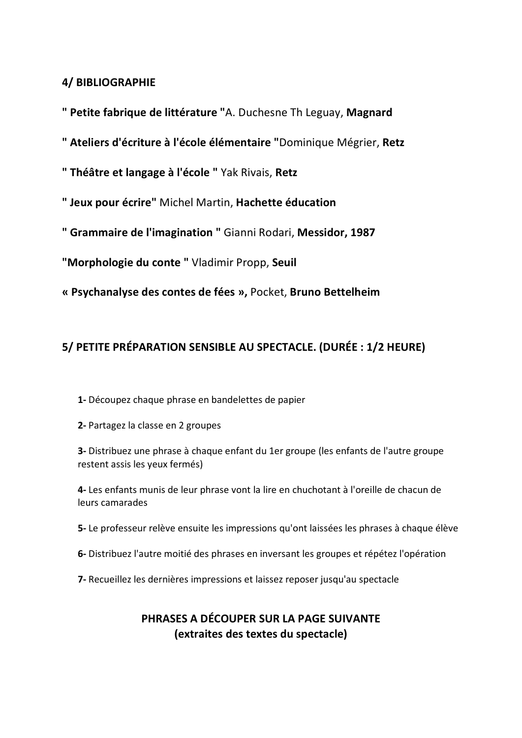## 4/ BIBLIOGRAPHIE

**" Petite fabrique de littérature "**A. Duchesne Th Leguay, **Magnard**

**" Ateliers d'écriture à l'école élémentaire "**Dominique Mégrier, **Retz**

**" Théâtre et langage à l'école "** Yak Rivais, **Retz**

**" Jeux pour écrire"** Michel Martin, **Hachette éducation**

**" Grammaire de l'imagination "** Gianni Rodari, **Messidor, 1987**

**"Morphologie du conte "** Vladimir Propp, **Seuil**

**« Psychanalyse des contes de fées »,** Pocket, **Bruno Bettelheim**

## 5/ PETITE PRÉPARATION SENSIBLE AU SPECTACLE. (DURÉE : 1/2 HEURE)

**1-** Découpez chaque phrase en bandelettes de papier

**2-** Partagez la classe en 2 groupes

**3-** Distribuez une phrase à chaque enfant du 1er groupe (les enfants de l'autre groupe restent assis les yeux fermés)

**4-** Les enfants munis de leur phrase vont la lire en chuchotant à l'oreille de chacun de leurs camarades

**5-** Le professeur relève ensuite les impressions qu'ont laissées les phrases à chaque élève

**6-** Distribuez l'autre moitié des phrases en inversant les groupes et répétez l'opération

**7-** Recueillez les dernières impressions et laissez reposer jusqu'au spectacle

**PHRASES A DÉCOUPER SUR LA PAGE SUIVANTE**
**(extraites des textes du spectacle)**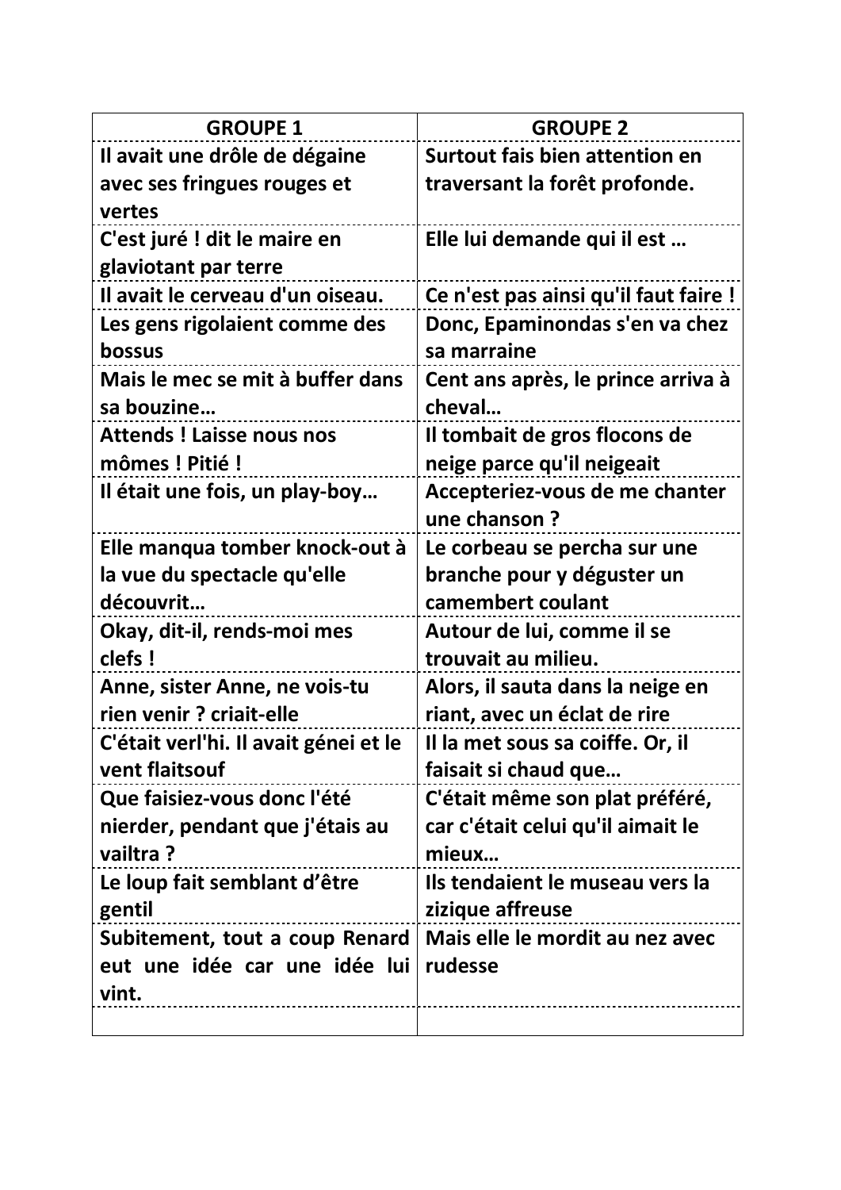| GROUPE 1 | GROUPE 2 |
|---|---|
| Il avait une drôle de dégaine avec ses fringues rouges et vertes | Surtout fais bien attention en traversant la forêt profonde. |
| C'est juré ! dit le maire en glaviotant par terre | Elle lui demande qui il est … |
| Il avait le cerveau d'un oiseau. | Ce n'est pas ainsi qu'il faut faire ! |
| Les gens rigolaient comme des bossus | Donc, Epaminondas s'en va chez sa marraine |
| Mais le mec se mit à buffer dans sa bouzine… | Cent ans après, le prince arriva à cheval… |
| Attends ! Laisse nous nos mômes ! Pitié ! | Il tombait de gros flocons de neige parce qu'il neigeait |
| Il était une fois, un play-boy… | Accepteriez-vous de me chanter une chanson ? |
| Elle manqua tomber knock-out à la vue du spectacle qu'elle découvrit… | Le corbeau se percha sur une branche pour y déguster un camembert coulant |
| Okay, dit-il, rends-moi mes clefs ! | Autour de lui, comme il se trouvait au milieu. |
| Anne, sister Anne, ne vois-tu rien venir ? criait-elle | Alors, il sauta dans la neige en riant, avec un éclat de rire |
| C'était verl'hi. Il avait génei et le vent flaitsouf | Il la met sous sa coiffe. Or, il faisait si chaud que… |
| Que faisiez-vous donc l'été nierder, pendant que j'étais au vailtra ? | C'était même son plat préféré, car c'était celui qu'il aimait le mieux… |
| Le loup fait semblant d'être gentil | Ils tendaient le museau vers la zizique affreuse |
| Subitement, tout a coup Renard eut une idée car une idée lui vint. | Mais elle le mordit au nez avec rudesse |
| | |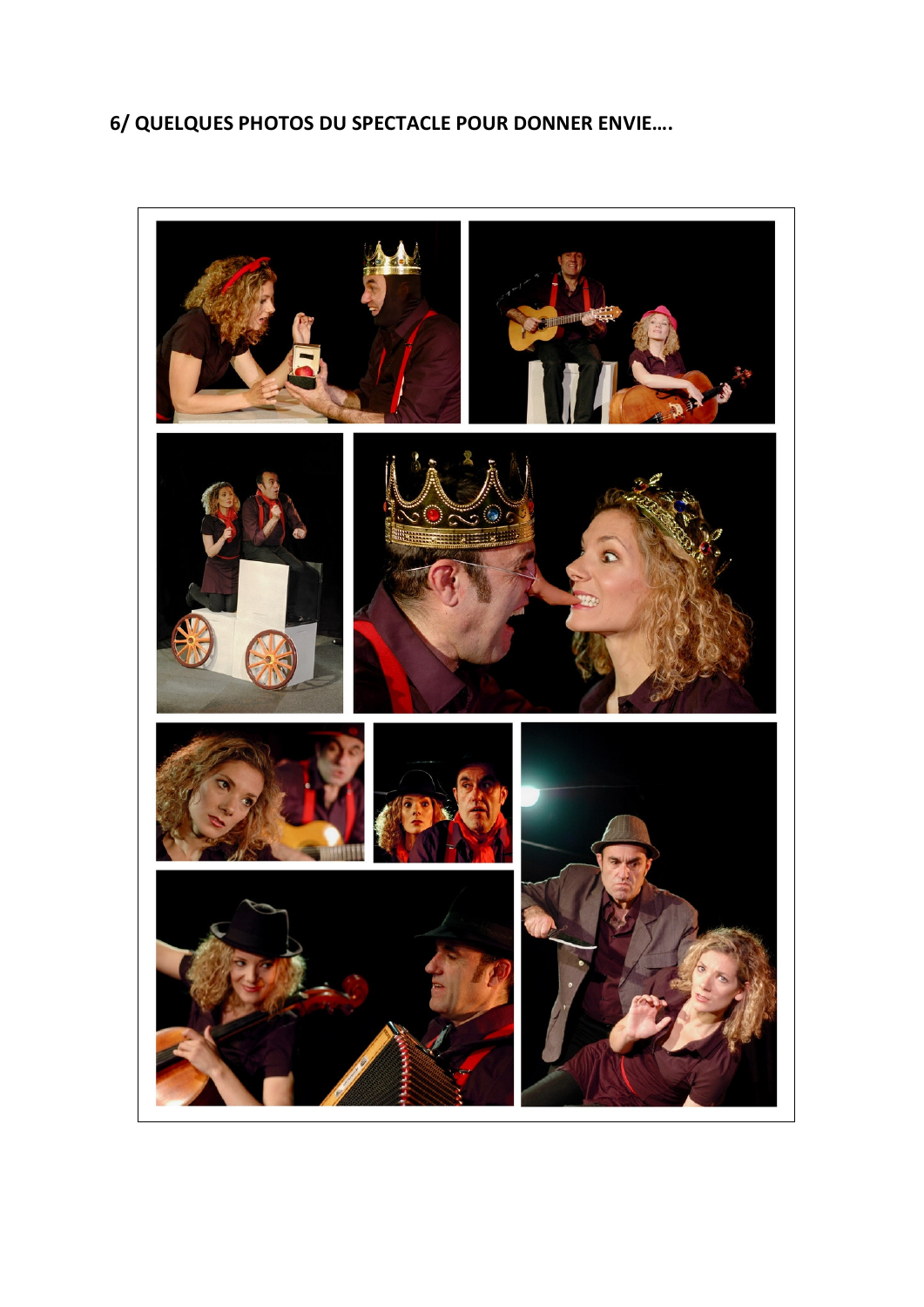## 6/ QUELQUES PHOTOS DU SPECTACLE POUR DONNER ENVIE….